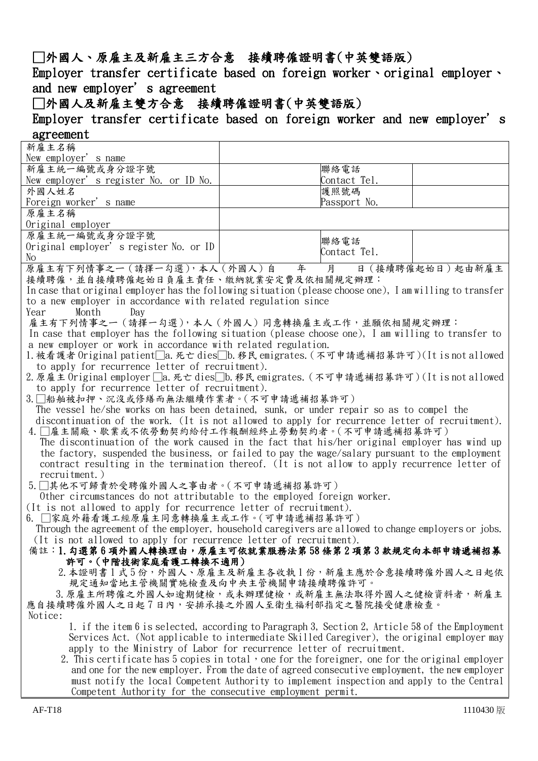## □外國人、原雇主及新雇主三方合意　接續聘僱證明書(中英雙語版)

## Employer transfer certificate based on foreign worker、original employer、and new employer's agreement

## □外國人及新雇主雙方合意　接續聘僱證明書(中英雙語版)

## Employer transfer certificate based on foreign worker and new employer's agreement

| 新雇主名稱<br>New employer's name | | | |
|---|---|---|---|
| 新雇主統一編號或身分證字號<br>New employer's register No. or ID No. | | 聯絡電話<br>Contact Tel. | |
| 外國人姓名<br>Foreign worker's name | | 護照號碼<br>Passport No. | |
| 原雇主名稱<br>Original employer | | | |
| 原雇主統一編號或身分證字號<br>Original employer's register No. or ID No | | 聯絡電話<br>Contact Tel. | |

原雇主有下列情事之一（請擇一勾選），本人（外國人）自　　年　　月　　日（接續聘僱起始日）起由新雇主接續聘僱，並自接續聘僱起始日負雇主責任、繳納就業安定費及依相關規定辦理：

In case that original employer has the following situation (please choose one), I am willing to transfer to a new employer in accordance with related regulation since

Year　　Month　　Day

雇主有下列情事之一（請擇一勾選），本人（外國人）同意轉換雇主或工作，並願依相關規定辦理：

In case that employer has the following situation (please choose one), I am willing to transfer to a new employer or work in accordance with related regulation.

1. 被看護者 Original patient□a. 死亡 dies□b. 移民 emigrates.（不可申請遞補招募許可）(It is not allowed to apply for recurrence letter of recruitment).
2. 原雇主 Original employer □a. 死亡 dies□b. 移民 emigrates.（不可申請遞補招募許可）(It is not allowed to apply for recurrence letter of recruitment).
3. □船舶被扣押、沉沒或修繕而無法繼續作業者。（不可申請遞補招募許可）
   The vessel he/she works on has been detained, sunk, or under repair so as to compel the discontinuation of the work. (It is not allowed to apply for recurrence letter of recruitment).
4. □雇主關廠、歇業或不依勞動契約給付工作報酬經終止勞動契約者。（不可申請遞補招募許可）
   The discontinuation of the work caused in the fact that his/her original employer has wind up the factory, suspended the business, or failed to pay the wage/salary pursuant to the employment contract resulting in the termination thereof. (It is not allow to apply recurrence letter of recruitment.)
5. □其他不可歸責於受聘僱外國人之事由者。（不可申請遞補招募許可）
   Other circumstances do not attributable to the employed foreign worker.
   (It is not allowed to apply for recurrence letter of recruitment).
6. □家庭外籍看護工經原雇主同意轉換雇主或工作。（可申請遞補招募許可）
   Through the agreement of the employer, household caregivers are allowed to change employers or jobs. (It is not allowed to apply for recurrence letter of recruitment).

備註：**1. 勾選第 6 項外國人轉換理由，原雇主可依就業服務法第 58 條第 2 項第 3 款規定向本部申請遞補招募許可。(中階技術家庭看護工轉換不適用)**

2. 本證明書 1 式 5 份，外國人、原雇主及新雇主各收執 1 份，新雇主應於合意接續聘僱外國人之日起依規定通知當地主管機關實施檢查及向中央主管機關申請接續聘僱許可。

3. 原雇主所聘僱之外國人如逾期健檢，或未辦理健檢，或新雇主無法取得外國人之健檢資料者，新雇主應自接續聘僱外國人之日起 7 日內，安排承接之外國人至衛生福利部指定之醫院接受健康檢查。

Notice:

1. if the item 6 is selected, according to Paragraph 3, Section 2, Article 58 of the Employment Services Act. (Not applicable to intermediate Skilled Caregiver), the original employer may apply to the Ministry of Labor for recurrence letter of recruitment.
2. This certificate has 5 copies in total，one for the foreigner, one for the original employer and one for the new employer. From the date of agreed consecutive employment, the new employer must notify the local Competent Authority to implement inspection and apply to the Central Competent Authority for the consecutive employment permit.

AF-T18　　　　1110430 版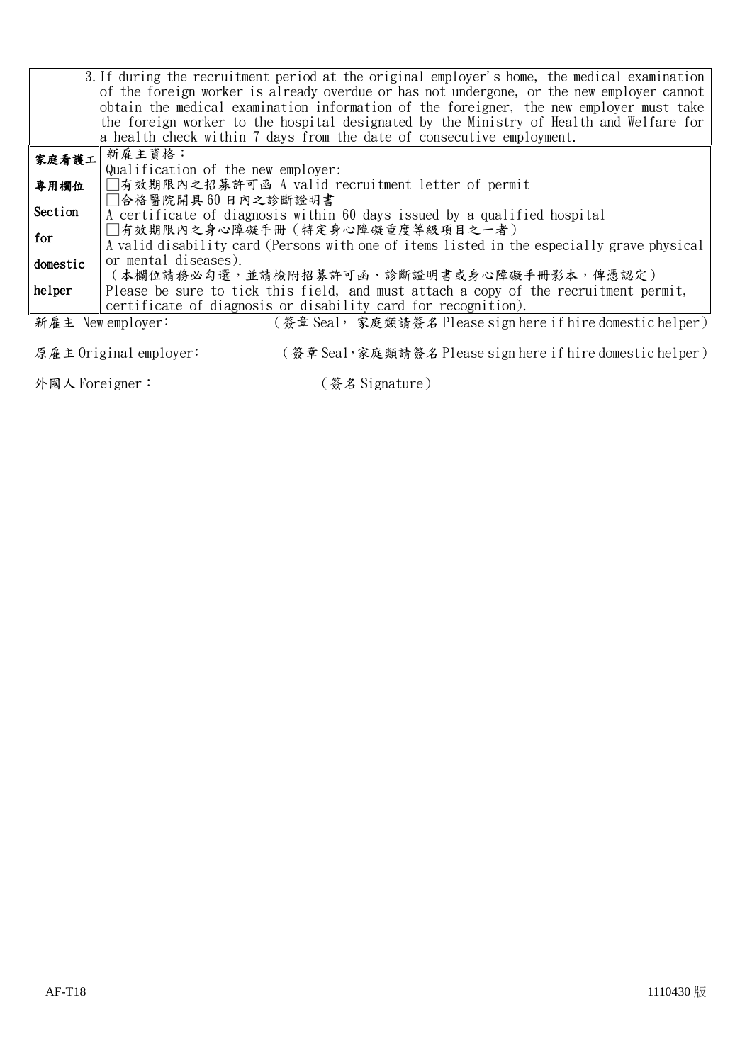| | |
|---|---|
| | 3. If during the recruitment period at the original employer's home, the medical examination of the foreign worker is already overdue or has not undergone, or the new employer cannot obtain the medical examination information of the foreigner, the new employer must take the foreign worker to the hospital designated by the Ministry of Health and Welfare for a health check within 7 days from the date of consecutive employment. |
| **家庭看護工專用欄位 Section for domestic helper** | 新雇主資格：<br>Qualification of the new employer:<br>□有效期限內之招募許可函 A valid recruitment letter of permit<br>□合格醫院開具 60 日內之診斷證明書<br>A certificate of diagnosis within 60 days issued by a qualified hospital<br>□有效期限內之身心障礙手冊（特定身心障礙重度等級項目之一者）<br>A valid disability card (Persons with one of items listed in the especially grave physical or mental diseases).<br>（本欄位請務必勾選，並請檢附招募許可函、診斷證明書或身心障礙手冊影本，俾憑認定）<br>Please be sure to tick this field, and must attach a copy of the recruitment permit, certificate of diagnosis or disability card for recognition). |

新雇主 New employer: （簽章 Seal， 家庭類請簽名 Please sign here if hire domestic helper）

原雇主 Original employer: （簽章 Seal，家庭類請簽名 Please sign here if hire domestic helper）

外國人 Foreigner： （簽名 Signature）

AF-T18 1110430 版